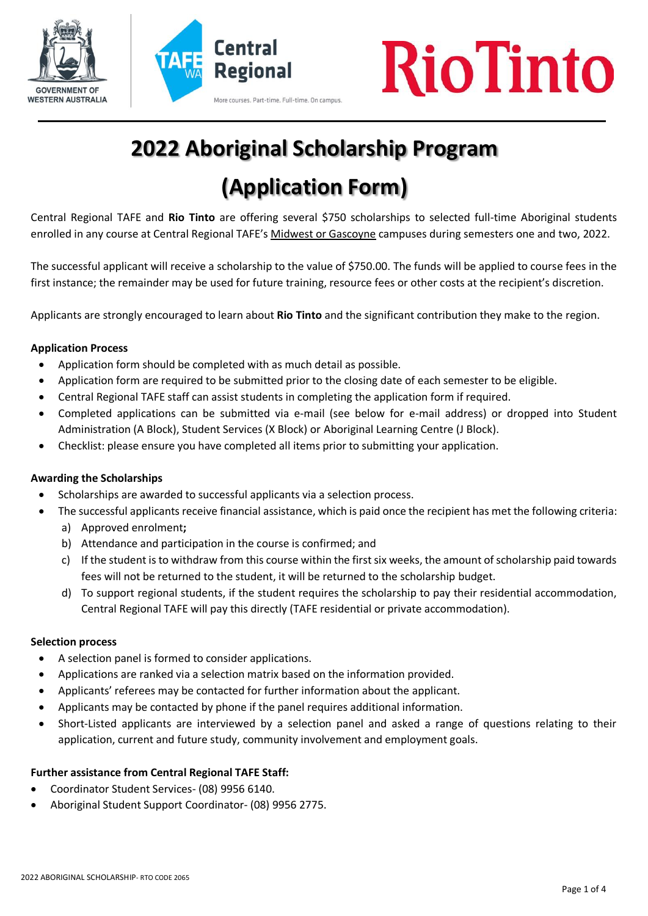# 2022 Aboriginal Scholarship Program

# (Application Form)

Central Regional TAFE and **Rio Tinto** are offering several $750 scholarships to selected full-time Aboriginal students enrolled in any course at Central Regional TAFE's Midwest or Gascoyne campuses during semesters one and two, 2022.

The successful applicant will receive a scholarship to the value of $750.00. The funds will be applied to course fees in the first instance; the remainder may be used for future training, resource fees or other costs at the recipient's discretion.

Applicants are strongly encouraged to learn about **Rio Tinto** and the significant contribution they make to the region.

**Application Process**

- Application form should be completed with as much detail as possible.
- Application form are required to be submitted prior to the closing date of each semester to be eligible.
- Central Regional TAFE staff can assist students in completing the application form if required.
- Completed applications can be submitted via e-mail (see below for e-mail address) or dropped into Student Administration (A Block), Student Services (X Block) or Aboriginal Learning Centre (J Block).
- Checklist: please ensure you have completed all items prior to submitting your application.

**Awarding the Scholarships**

- Scholarships are awarded to successful applicants via a selection process.
- The successful applicants receive financial assistance, which is paid once the recipient has met the following criteria:
  a) Approved enrolment**;**
  b) Attendance and participation in the course is confirmed; and
  c) If the student is to withdraw from this course within the first six weeks, the amount of scholarship paid towards fees will not be returned to the student, it will be returned to the scholarship budget.
  d) To support regional students, if the student requires the scholarship to pay their residential accommodation, Central Regional TAFE will pay this directly (TAFE residential or private accommodation).

**Selection process**

- A selection panel is formed to consider applications.
- Applications are ranked via a selection matrix based on the information provided.
- Applicants' referees may be contacted for further information about the applicant.
- Applicants may be contacted by phone if the panel requires additional information.
- Short-Listed applicants are interviewed by a selection panel and asked a range of questions relating to their application, current and future study, community involvement and employment goals.

**Further assistance from Central Regional TAFE Staff:**

- Coordinator Student Services- (08) 9956 6140.
- Aboriginal Student Support Coordinator- (08) 9956 2775.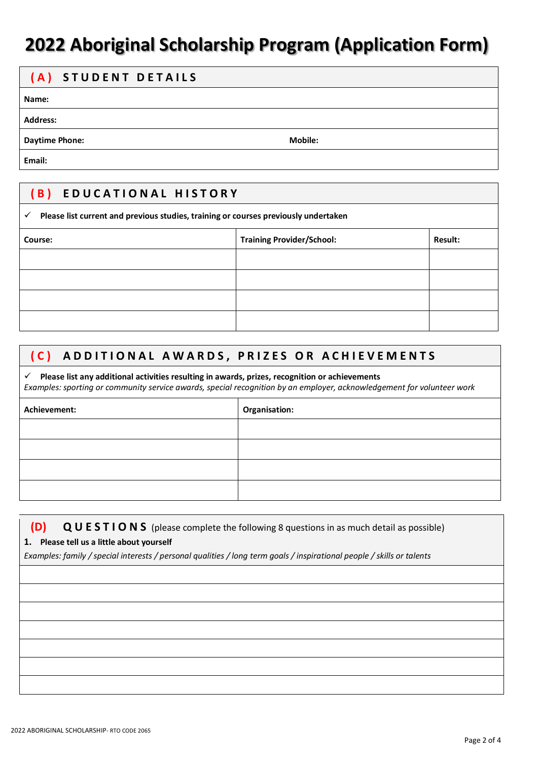# 2022 Aboriginal Scholarship Program (Application Form)

## (A) STUDENT DETAILS

| |
|---|
| **Name:** |
| **Address:** |
| **Daytime Phone:** &nbsp;&nbsp;&nbsp;&nbsp;&nbsp;&nbsp;&nbsp;&nbsp; **Mobile:** |
| **Email:** |

## (B) EDUCATIONAL HISTORY

✓ **Please list current and previous studies, training or courses previously undertaken**

| Course: | Training Provider/School: | Result: |
|---|---|---|
| | | |
| | | |
| | | |
| | | |

## (C) ADDITIONAL AWARDS, PRIZES OR ACHIEVEMENTS

✓ **Please list any additional activities resulting in awards, prizes, recognition or achievements**
*Examples: sporting or community service awards, special recognition by an employer, acknowledgement for volunteer work*

| Achievement: | Organisation: |
|---|---|
| | |
| | |
| | |
| | |

## (D) QUESTIONS (please complete the following 8 questions in as much detail as possible)

**1. Please tell us a little about yourself**

*Examples: family / special interests / personal qualities / long term goals / inspirational people / skills or talents*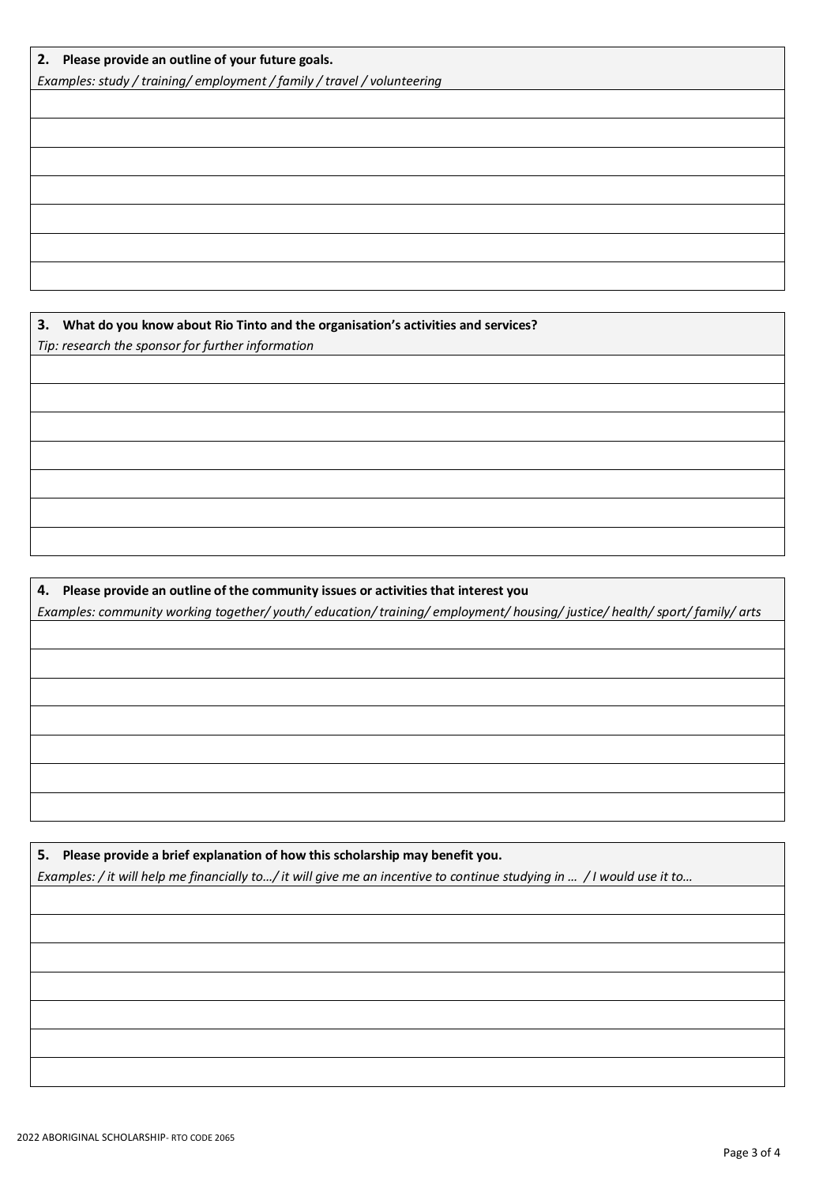**2. Please provide an outline of your future goals.**

*Examples: study / training/ employment / family / travel / volunteering*

**3. What do you know about Rio Tinto and the organisation's activities and services?**

*Tip: research the sponsor for further information*

**4. Please provide an outline of the community issues or activities that interest you**

*Examples: community working together/ youth/ education/ training/ employment/ housing/ justice/ health/ sport/ family/ arts*

**5. Please provide a brief explanation of how this scholarship may benefit you.**

*Examples: / it will help me financially to…/ it will give me an incentive to continue studying in … / I would use it to…*

2022 ABORIGINAL SCHOLARSHIP- RTO CODE 2065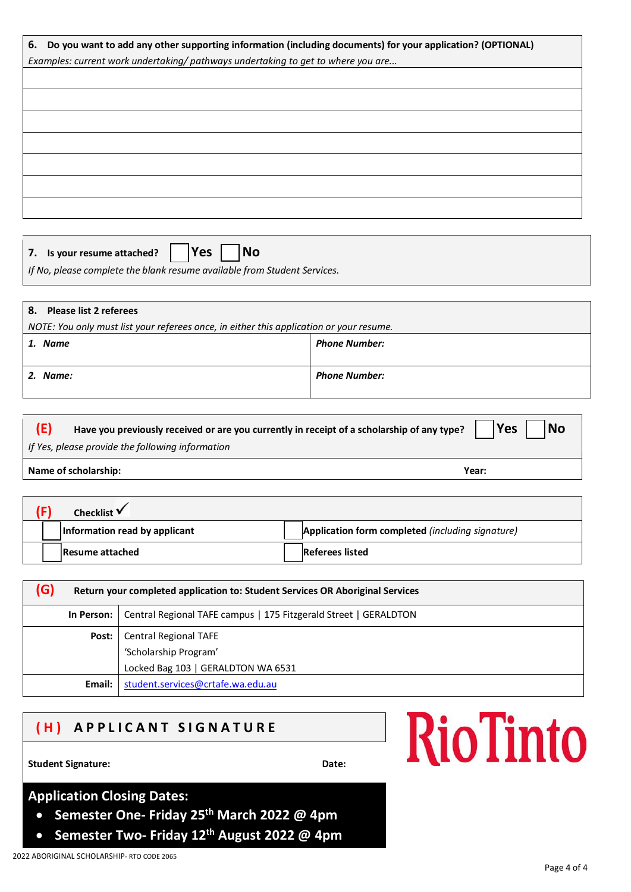**6. Do you want to add any other supporting information (including documents) for your application? (OPTIONAL)**

*Examples: current work undertaking/ pathways undertaking to get to where you are...*

**7. Is your resume attached?** ☐ **Yes** ☐ **No**

*If No, please complete the blank resume available from Student Services.*

**8. Please list 2 referees**

*NOTE: You only must list your referees once, in either this application or your resume.*

| | |
|---|---|
| ***1. Name*** | ***Phone Number:*** |
| ***2. Name:*** | ***Phone Number:*** |

**(E) Have you previously received or are you currently in receipt of a scholarship of any type?** ☐ **Yes** ☐ **No**

*If Yes, please provide the following information*

**Name of scholarship:** **Year:**

**(F) Checklist ✓**

| | |
|---|---|
| ☐ **Information read by applicant** | ☐ **Application form completed** *(including signature)* |
| ☐ **Resume attached** | ☐ **Referees listed** |

**(G) Return your completed application to: Student Services OR Aboriginal Services**

| | |
|---|---|
| **In Person:** | Central Regional TAFE campus \| 175 Fitzgerald Street \| GERALDTON |
| **Post:** | Central Regional TAFE<br>'Scholarship Program'<br>Locked Bag 103 \| GERALDTON WA 6531 |
| **Email:** | student.services@crtafe.wa.edu.au |

## (H) APPLICANT SIGNATURE

**Student Signature:** **Date:**

RioTinto

## Application Closing Dates:

- **Semester One- Friday 25th March 2022 @ 4pm**
- **Semester Two- Friday 12th August 2022 @ 4pm**

2022 ABORIGINAL SCHOLARSHIP- RTO CODE 2065